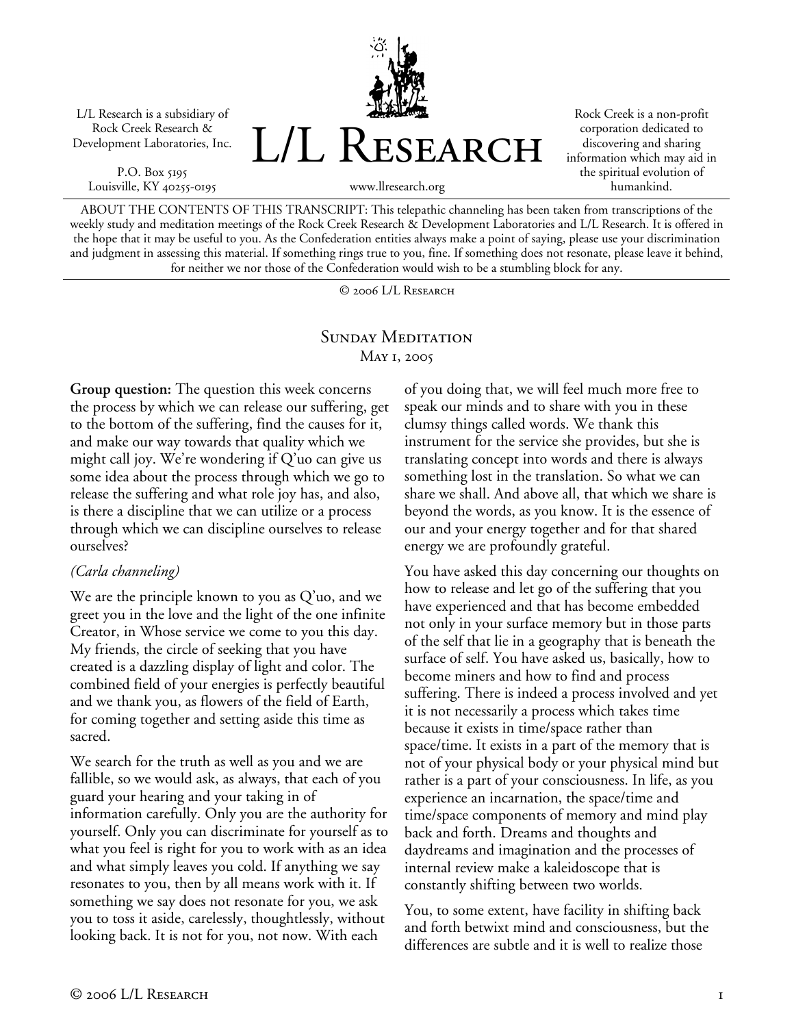L/L Research is a subsidiary of Rock Creek Research & Development Laboratories, Inc.

P.O. Box 5195
Louisville, KY 40255-0195

# L/L Research

www.llresearch.org

Rock Creek is a non-profit corporation dedicated to discovering and sharing information which may aid in the spiritual evolution of humankind.

ABOUT THE CONTENTS OF THIS TRANSCRIPT: This telepathic channeling has been taken from transcriptions of the weekly study and meditation meetings of the Rock Creek Research & Development Laboratories and L/L Research. It is offered in the hope that it may be useful to you. As the Confederation entities always make a point of saying, please use your discrimination and judgment in assessing this material. If something rings true to you, fine. If something does not resonate, please leave it behind, for neither we nor those of the Confederation would wish to be a stumbling block for any.

© 2006 L/L Research

## Sunday Meditation
May 1, 2005

**Group question:** The question this week concerns the process by which we can release our suffering, get to the bottom of the suffering, find the causes for it, and make our way towards that quality which we might call joy. We're wondering if Q'uo can give us some idea about the process through which we go to release the suffering and what role joy has, and also, is there a discipline that we can utilize or a process through which we can discipline ourselves to release ourselves?

*(Carla channeling)*

We are the principle known to you as Q'uo, and we greet you in the love and the light of the one infinite Creator, in Whose service we come to you this day. My friends, the circle of seeking that you have created is a dazzling display of light and color. The combined field of your energies is perfectly beautiful and we thank you, as flowers of the field of Earth, for coming together and setting aside this time as sacred.

We search for the truth as well as you and we are fallible, so we would ask, as always, that each of you guard your hearing and your taking in of information carefully. Only you are the authority for yourself. Only you can discriminate for yourself as to what you feel is right for you to work with as an idea and what simply leaves you cold. If anything we say resonates to you, then by all means work with it. If something we say does not resonate for you, we ask you to toss it aside, carelessly, thoughtlessly, without looking back. It is not for you, not now. With each of you doing that, we will feel much more free to speak our minds and to share with you in these clumsy things called words. We thank this instrument for the service she provides, but she is translating concept into words and there is always something lost in the translation. So what we can share we shall. And above all, that which we share is beyond the words, as you know. It is the essence of our and your energy together and for that shared energy we are profoundly grateful.

You have asked this day concerning our thoughts on how to release and let go of the suffering that you have experienced and that has become embedded not only in your surface memory but in those parts of the self that lie in a geography that is beneath the surface of self. You have asked us, basically, how to become miners and how to find and process suffering. There is indeed a process involved and yet it is not necessarily a process which takes time because it exists in time/space rather than space/time. It exists in a part of the memory that is not of your physical body or your physical mind but rather is a part of your consciousness. In life, as you experience an incarnation, the space/time and time/space components of memory and mind play back and forth. Dreams and thoughts and daydreams and imagination and the processes of internal review make a kaleidoscope that is constantly shifting between two worlds.

You, to some extent, have facility in shifting back and forth betwixt mind and consciousness, but the differences are subtle and it is well to realize those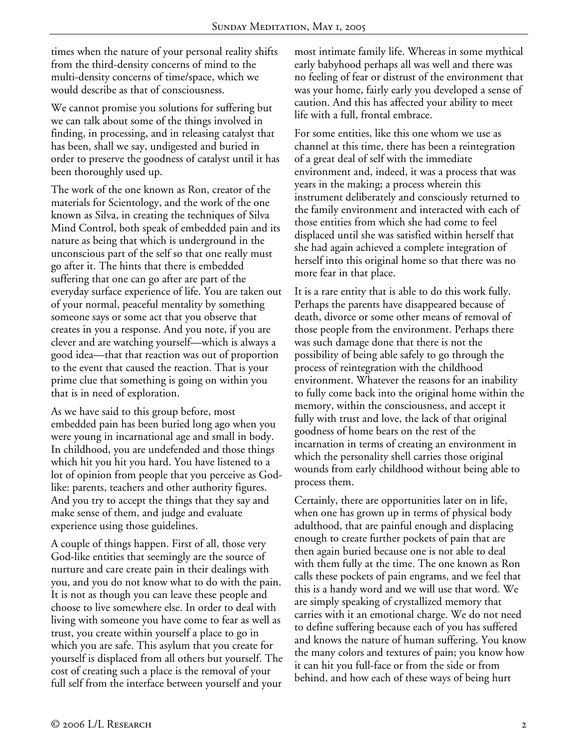times when the nature of your personal reality shifts from the third-density concerns of mind to the multi-density concerns of time/space, which we would describe as that of consciousness.

We cannot promise you solutions for suffering but we can talk about some of the things involved in finding, in processing, and in releasing catalyst that has been, shall we say, undigested and buried in order to preserve the goodness of catalyst until it has been thoroughly used up.

The work of the one known as Ron, creator of the materials for Scientology, and the work of the one known as Silva, in creating the techniques of Silva Mind Control, both speak of embedded pain and its nature as being that which is underground in the unconscious part of the self so that one really must go after it. The hints that there is embedded suffering that one can go after are part of the everyday surface experience of life. You are taken out of your normal, peaceful mentality by something someone says or some act that you observe that creates in you a response. And you note, if you are clever and are watching yourself—which is always a good idea—that that reaction was out of proportion to the event that caused the reaction. That is your prime clue that something is going on within you that is in need of exploration.

As we have said to this group before, most embedded pain has been buried long ago when you were young in incarnational age and small in body. In childhood, you are undefended and those things which hit you hit you hard. You have listened to a lot of opinion from people that you perceive as God-like: parents, teachers and other authority figures. And you try to accept the things that they say and make sense of them, and judge and evaluate experience using those guidelines.

A couple of things happen. First of all, those very God-like entities that seemingly are the source of nurture and care create pain in their dealings with you, and you do not know what to do with the pain. It is not as though you can leave these people and choose to live somewhere else. In order to deal with living with someone you have come to fear as well as trust, you create within yourself a place to go in which you are safe. This asylum that you create for yourself is displaced from all others but yourself. The cost of creating such a place is the removal of your full self from the interface between yourself and your most intimate family life. Whereas in some mythical early babyhood perhaps all was well and there was no feeling of fear or distrust of the environment that was your home, fairly early you developed a sense of caution. And this has affected your ability to meet life with a full, frontal embrace.

For some entities, like this one whom we use as channel at this time, there has been a reintegration of a great deal of self with the immediate environment and, indeed, it was a process that was years in the making; a process wherein this instrument deliberately and consciously returned to the family environment and interacted with each of those entities from which she had come to feel displaced until she was satisfied within herself that she had again achieved a complete integration of herself into this original home so that there was no more fear in that place.

It is a rare entity that is able to do this work fully. Perhaps the parents have disappeared because of death, divorce or some other means of removal of those people from the environment. Perhaps there was such damage done that there is not the possibility of being able safely to go through the process of reintegration with the childhood environment. Whatever the reasons for an inability to fully come back into the original home within the memory, within the consciousness, and accept it fully with trust and love, the lack of that original goodness of home bears on the rest of the incarnation in terms of creating an environment in which the personality shell carries those original wounds from early childhood without being able to process them.

Certainly, there are opportunities later on in life, when one has grown up in terms of physical body adulthood, that are painful enough and displacing enough to create further pockets of pain that are then again buried because one is not able to deal with them fully at the time. The one known as Ron calls these pockets of pain engrams, and we feel that this is a handy word and we will use that word. We are simply speaking of crystallized memory that carries with it an emotional charge. We do not need to define suffering because each of you has suffered and knows the nature of human suffering. You know the many colors and textures of pain; you know how it can hit you full-face or from the side or from behind, and how each of these ways of being hurt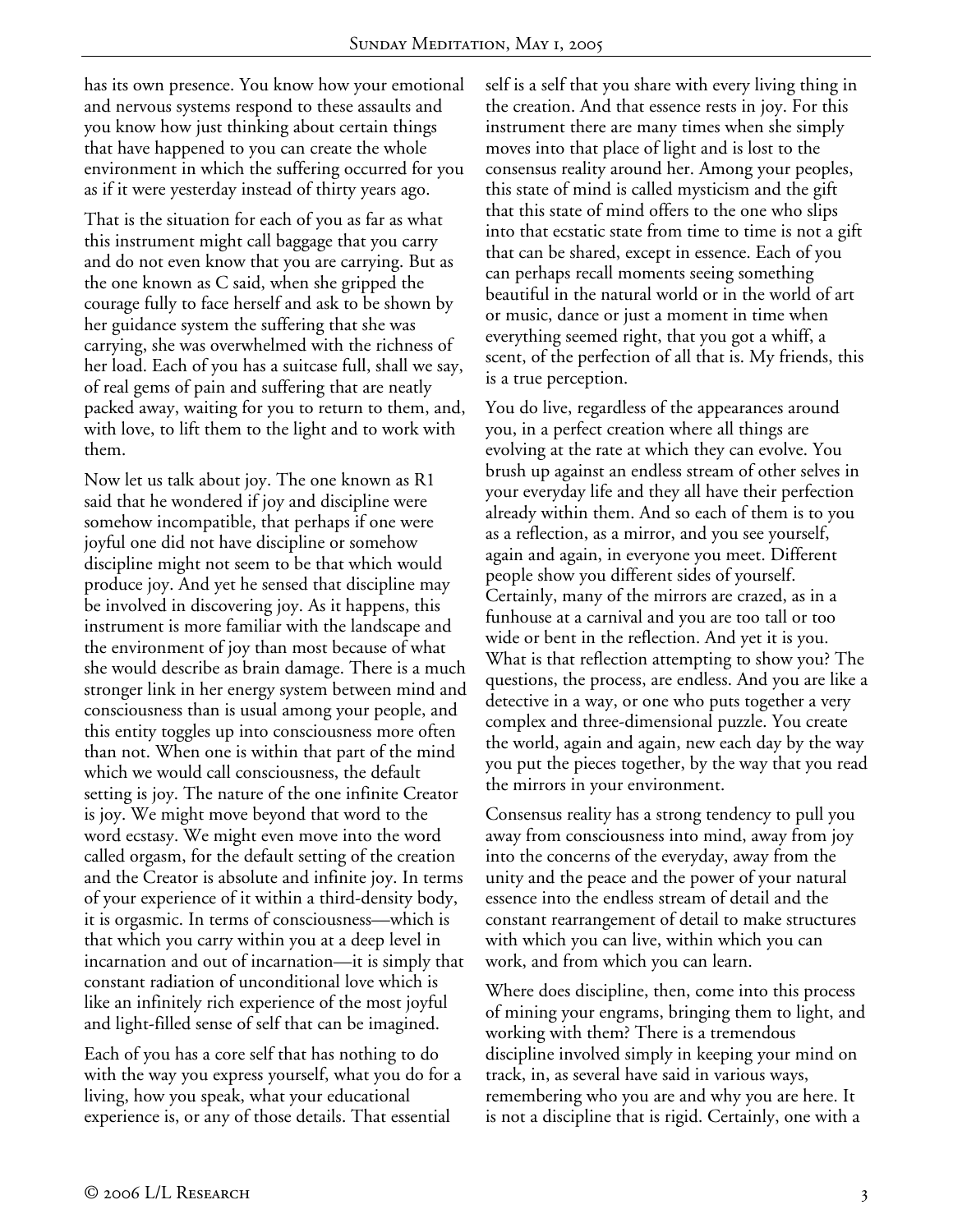has its own presence. You know how your emotional and nervous systems respond to these assaults and you know how just thinking about certain things that have happened to you can create the whole environment in which the suffering occurred for you as if it were yesterday instead of thirty years ago.

That is the situation for each of you as far as what this instrument might call baggage that you carry and do not even know that you are carrying. But as the one known as C said, when she gripped the courage fully to face herself and ask to be shown by her guidance system the suffering that she was carrying, she was overwhelmed with the richness of her load. Each of you has a suitcase full, shall we say, of real gems of pain and suffering that are neatly packed away, waiting for you to return to them, and, with love, to lift them to the light and to work with them.

Now let us talk about joy. The one known as R1 said that he wondered if joy and discipline were somehow incompatible, that perhaps if one were joyful one did not have discipline or somehow discipline might not seem to be that which would produce joy. And yet he sensed that discipline may be involved in discovering joy. As it happens, this instrument is more familiar with the landscape and the environment of joy than most because of what she would describe as brain damage. There is a much stronger link in her energy system between mind and consciousness than is usual among your people, and this entity toggles up into consciousness more often than not. When one is within that part of the mind which we would call consciousness, the default setting is joy. The nature of the one infinite Creator is joy. We might move beyond that word to the word ecstasy. We might even move into the word called orgasm, for the default setting of the creation and the Creator is absolute and infinite joy. In terms of your experience of it within a third-density body, it is orgasmic. In terms of consciousness—which is that which you carry within you at a deep level in incarnation and out of incarnation—it is simply that constant radiation of unconditional love which is like an infinitely rich experience of the most joyful and light-filled sense of self that can be imagined.

Each of you has a core self that has nothing to do with the way you express yourself, what you do for a living, how you speak, what your educational experience is, or any of those details. That essential self is a self that you share with every living thing in the creation. And that essence rests in joy. For this instrument there are many times when she simply moves into that place of light and is lost to the consensus reality around her. Among your peoples, this state of mind is called mysticism and the gift that this state of mind offers to the one who slips into that ecstatic state from time to time is not a gift that can be shared, except in essence. Each of you can perhaps recall moments seeing something beautiful in the natural world or in the world of art or music, dance or just a moment in time when everything seemed right, that you got a whiff, a scent, of the perfection of all that is. My friends, this is a true perception.

You do live, regardless of the appearances around you, in a perfect creation where all things are evolving at the rate at which they can evolve. You brush up against an endless stream of other selves in your everyday life and they all have their perfection already within them. And so each of them is to you as a reflection, as a mirror, and you see yourself, again and again, in everyone you meet. Different people show you different sides of yourself. Certainly, many of the mirrors are crazed, as in a funhouse at a carnival and you are too tall or too wide or bent in the reflection. And yet it is you. What is that reflection attempting to show you? The questions, the process, are endless. And you are like a detective in a way, or one who puts together a very complex and three-dimensional puzzle. You create the world, again and again, new each day by the way you put the pieces together, by the way that you read the mirrors in your environment.

Consensus reality has a strong tendency to pull you away from consciousness into mind, away from joy into the concerns of the everyday, away from the unity and the peace and the power of your natural essence into the endless stream of detail and the constant rearrangement of detail to make structures with which you can live, within which you can work, and from which you can learn.

Where does discipline, then, come into this process of mining your engrams, bringing them to light, and working with them? There is a tremendous discipline involved simply in keeping your mind on track, in, as several have said in various ways, remembering who you are and why you are here. It is not a discipline that is rigid. Certainly, one with a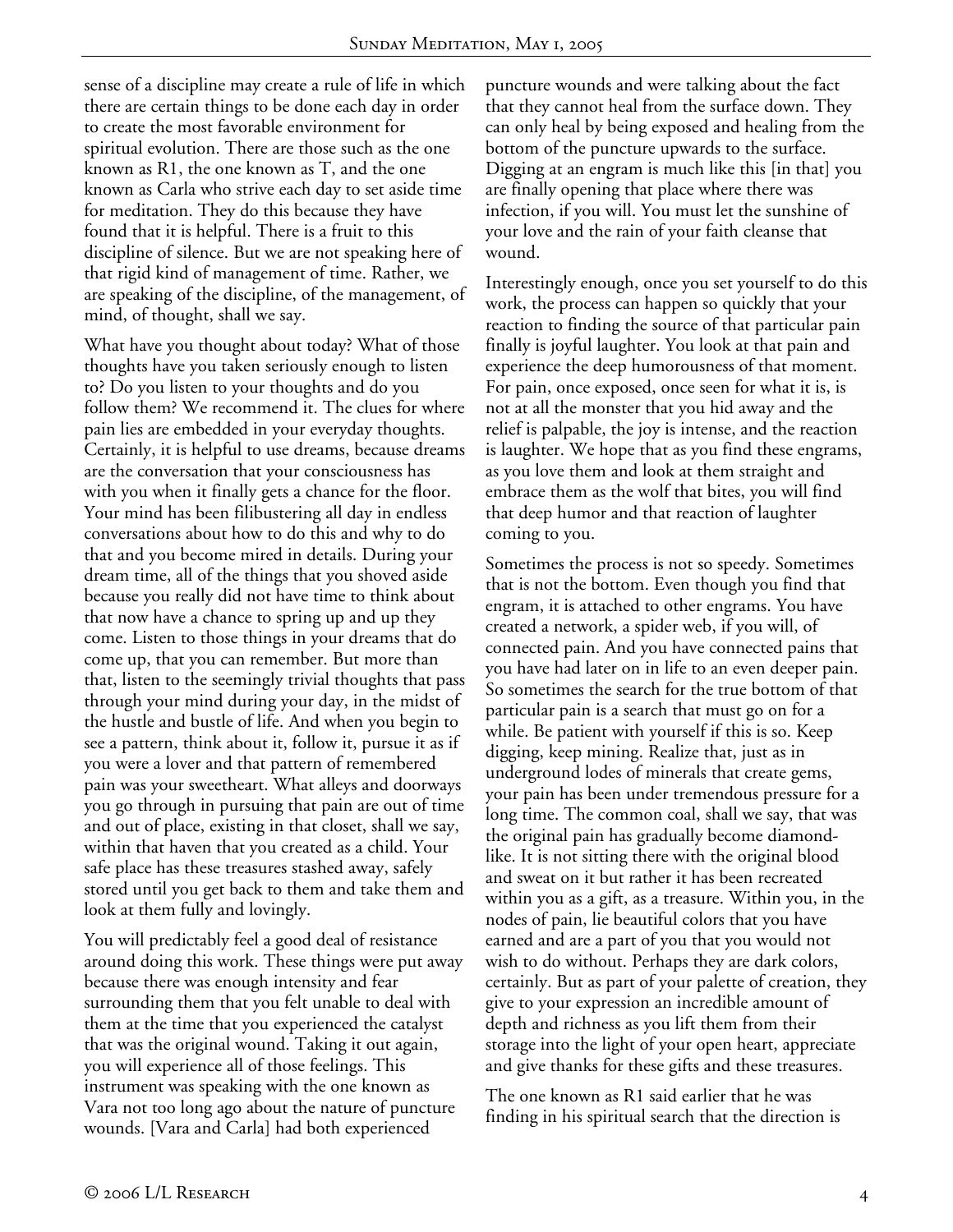sense of a discipline may create a rule of life in which there are certain things to be done each day in order to create the most favorable environment for spiritual evolution. There are those such as the one known as R1, the one known as T, and the one known as Carla who strive each day to set aside time for meditation. They do this because they have found that it is helpful. There is a fruit to this discipline of silence. But we are not speaking here of that rigid kind of management of time. Rather, we are speaking of the discipline, of the management, of mind, of thought, shall we say.

What have you thought about today? What of those thoughts have you taken seriously enough to listen to? Do you listen to your thoughts and do you follow them? We recommend it. The clues for where pain lies are embedded in your everyday thoughts. Certainly, it is helpful to use dreams, because dreams are the conversation that your consciousness has with you when it finally gets a chance for the floor. Your mind has been filibustering all day in endless conversations about how to do this and why to do that and you become mired in details. During your dream time, all of the things that you shoved aside because you really did not have time to think about that now have a chance to spring up and up they come. Listen to those things in your dreams that do come up, that you can remember. But more than that, listen to the seemingly trivial thoughts that pass through your mind during your day, in the midst of the hustle and bustle of life. And when you begin to see a pattern, think about it, follow it, pursue it as if you were a lover and that pattern of remembered pain was your sweetheart. What alleys and doorways you go through in pursuing that pain are out of time and out of place, existing in that closet, shall we say, within that haven that you created as a child. Your safe place has these treasures stashed away, safely stored until you get back to them and take them and look at them fully and lovingly.

You will predictably feel a good deal of resistance around doing this work. These things were put away because there was enough intensity and fear surrounding them that you felt unable to deal with them at the time that you experienced the catalyst that was the original wound. Taking it out again, you will experience all of those feelings. This instrument was speaking with the one known as Vara not too long ago about the nature of puncture wounds. [Vara and Carla] had both experienced puncture wounds and were talking about the fact that they cannot heal from the surface down. They can only heal by being exposed and healing from the bottom of the puncture upwards to the surface. Digging at an engram is much like this [in that] you are finally opening that place where there was infection, if you will. You must let the sunshine of your love and the rain of your faith cleanse that wound.

Interestingly enough, once you set yourself to do this work, the process can happen so quickly that your reaction to finding the source of that particular pain finally is joyful laughter. You look at that pain and experience the deep humorousness of that moment. For pain, once exposed, once seen for what it is, is not at all the monster that you hid away and the relief is palpable, the joy is intense, and the reaction is laughter. We hope that as you find these engrams, as you love them and look at them straight and embrace them as the wolf that bites, you will find that deep humor and that reaction of laughter coming to you.

Sometimes the process is not so speedy. Sometimes that is not the bottom. Even though you find that engram, it is attached to other engrams. You have created a network, a spider web, if you will, of connected pain. And you have connected pains that you have had later on in life to an even deeper pain. So sometimes the search for the true bottom of that particular pain is a search that must go on for a while. Be patient with yourself if this is so. Keep digging, keep mining. Realize that, just as in underground lodes of minerals that create gems, your pain has been under tremendous pressure for a long time. The common coal, shall we say, that was the original pain has gradually become diamond-like. It is not sitting there with the original blood and sweat on it but rather it has been recreated within you as a gift, as a treasure. Within you, in the nodes of pain, lie beautiful colors that you have earned and are a part of you that you would not wish to do without. Perhaps they are dark colors, certainly. But as part of your palette of creation, they give to your expression an incredible amount of depth and richness as you lift them from their storage into the light of your open heart, appreciate and give thanks for these gifts and these treasures.

The one known as R1 said earlier that he was finding in his spiritual search that the direction is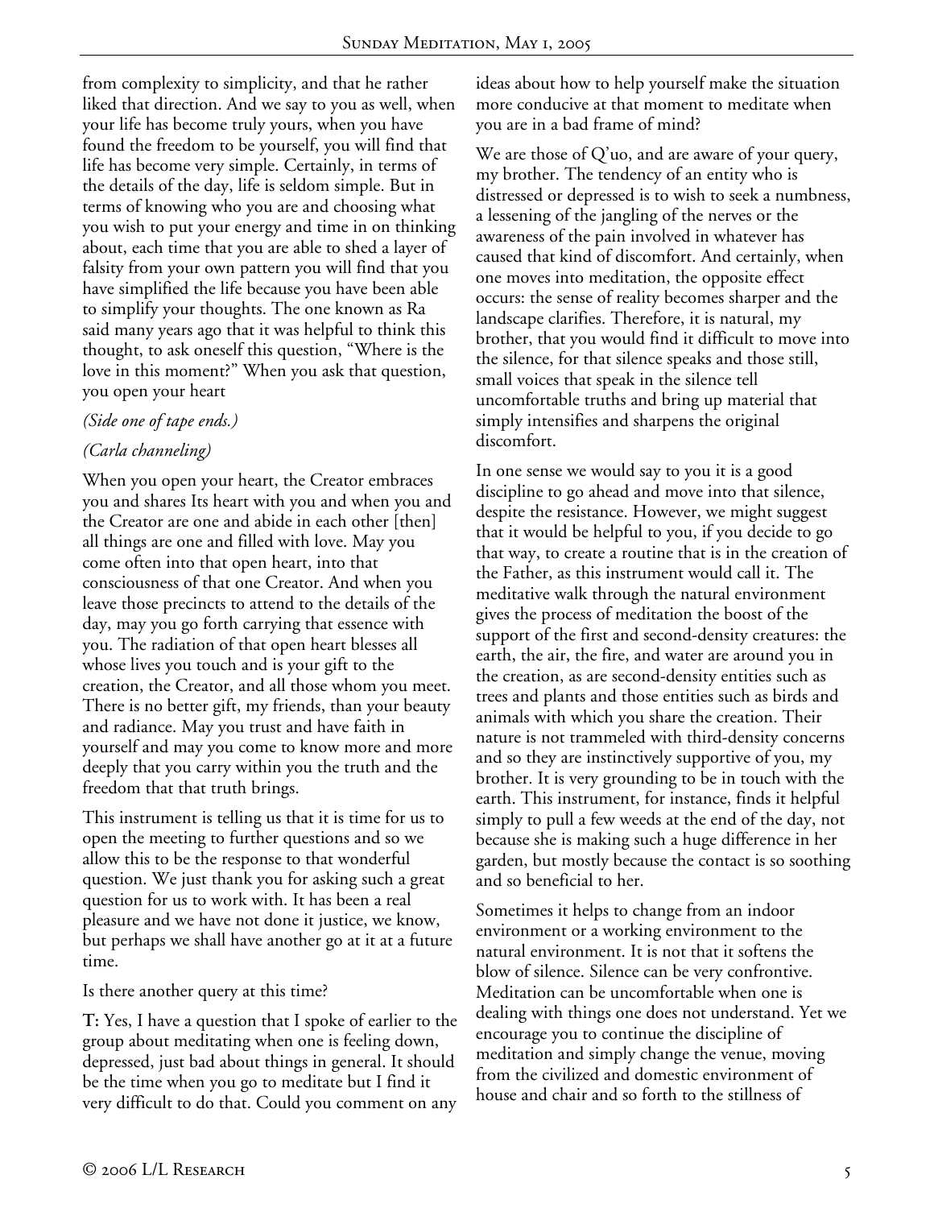from complexity to simplicity, and that he rather liked that direction. And we say to you as well, when your life has become truly yours, when you have found the freedom to be yourself, you will find that life has become very simple. Certainly, in terms of the details of the day, life is seldom simple. But in terms of knowing who you are and choosing what you wish to put your energy and time in on thinking about, each time that you are able to shed a layer of falsity from your own pattern you will find that you have simplified the life because you have been able to simplify your thoughts. The one known as Ra said many years ago that it was helpful to think this thought, to ask oneself this question, "Where is the love in this moment?" When you ask that question, you open your heart

*(Side one of tape ends.)*

*(Carla channeling)*

When you open your heart, the Creator embraces you and shares Its heart with you and when you and the Creator are one and abide in each other [then] all things are one and filled with love. May you come often into that open heart, into that consciousness of that one Creator. And when you leave those precincts to attend to the details of the day, may you go forth carrying that essence with you. The radiation of that open heart blesses all whose lives you touch and is your gift to the creation, the Creator, and all those whom you meet. There is no better gift, my friends, than your beauty and radiance. May you trust and have faith in yourself and may you come to know more and more deeply that you carry within you the truth and the freedom that that truth brings.

This instrument is telling us that it is time for us to open the meeting to further questions and so we allow this to be the response to that wonderful question. We just thank you for asking such a great question for us to work with. It has been a real pleasure and we have not done it justice, we know, but perhaps we shall have another go at it at a future time.

Is there another query at this time?

**T:** Yes, I have a question that I spoke of earlier to the group about meditating when one is feeling down, depressed, just bad about things in general. It should be the time when you go to meditate but I find it very difficult to do that. Could you comment on any ideas about how to help yourself make the situation more conducive at that moment to meditate when you are in a bad frame of mind?

We are those of Q'uo, and are aware of your query, my brother. The tendency of an entity who is distressed or depressed is to wish to seek a numbness, a lessening of the jangling of the nerves or the awareness of the pain involved in whatever has caused that kind of discomfort. And certainly, when one moves into meditation, the opposite effect occurs: the sense of reality becomes sharper and the landscape clarifies. Therefore, it is natural, my brother, that you would find it difficult to move into the silence, for that silence speaks and those still, small voices that speak in the silence tell uncomfortable truths and bring up material that simply intensifies and sharpens the original discomfort.

In one sense we would say to you it is a good discipline to go ahead and move into that silence, despite the resistance. However, we might suggest that it would be helpful to you, if you decide to go that way, to create a routine that is in the creation of the Father, as this instrument would call it. The meditative walk through the natural environment gives the process of meditation the boost of the support of the first and second-density creatures: the earth, the air, the fire, and water are around you in the creation, as are second-density entities such as trees and plants and those entities such as birds and animals with which you share the creation. Their nature is not trammeled with third-density concerns and so they are instinctively supportive of you, my brother. It is very grounding to be in touch with the earth. This instrument, for instance, finds it helpful simply to pull a few weeds at the end of the day, not because she is making such a huge difference in her garden, but mostly because the contact is so soothing and so beneficial to her.

Sometimes it helps to change from an indoor environment or a working environment to the natural environment. It is not that it softens the blow of silence. Silence can be very confrontive. Meditation can be uncomfortable when one is dealing with things one does not understand. Yet we encourage you to continue the discipline of meditation and simply change the venue, moving from the civilized and domestic environment of house and chair and so forth to the stillness of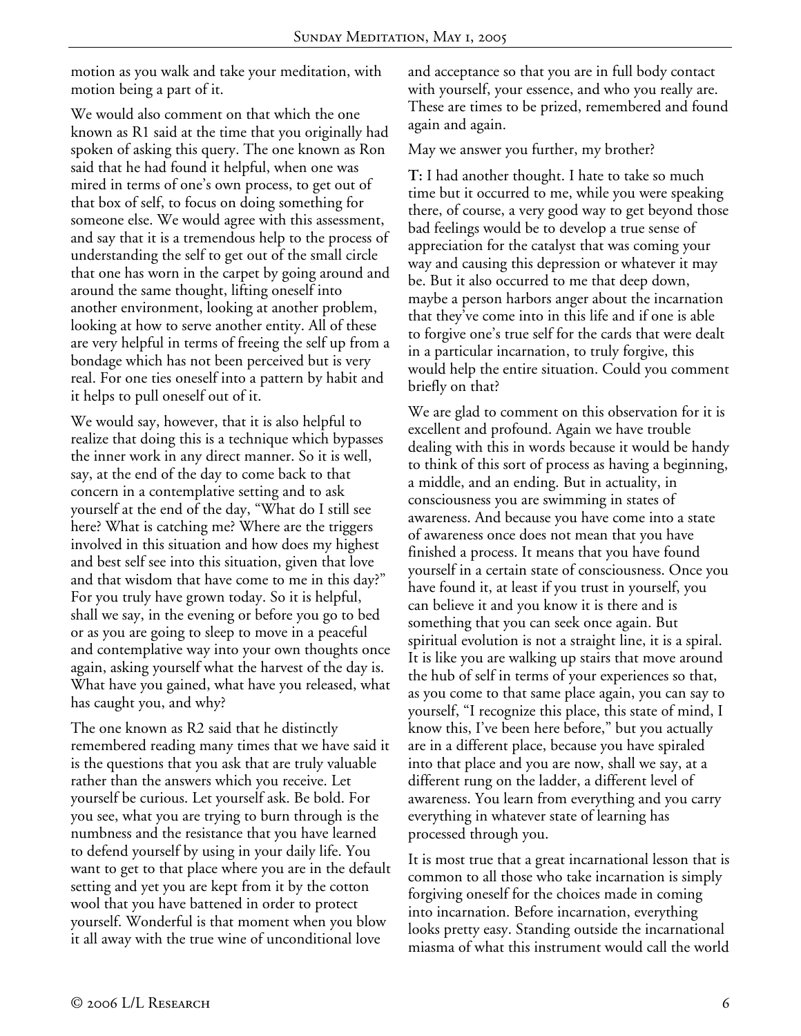motion as you walk and take your meditation, with motion being a part of it.

We would also comment on that which the one known as R1 said at the time that you originally had spoken of asking this query. The one known as Ron said that he had found it helpful, when one was mired in terms of one's own process, to get out of that box of self, to focus on doing something for someone else. We would agree with this assessment, and say that it is a tremendous help to the process of understanding the self to get out of the small circle that one has worn in the carpet by going around and around the same thought, lifting oneself into another environment, looking at another problem, looking at how to serve another entity. All of these are very helpful in terms of freeing the self up from a bondage which has not been perceived but is very real. For one ties oneself into a pattern by habit and it helps to pull oneself out of it.

We would say, however, that it is also helpful to realize that doing this is a technique which bypasses the inner work in any direct manner. So it is well, say, at the end of the day to come back to that concern in a contemplative setting and to ask yourself at the end of the day, "What do I still see here? What is catching me? Where are the triggers involved in this situation and how does my highest and best self see into this situation, given that love and that wisdom that have come to me in this day?" For you truly have grown today. So it is helpful, shall we say, in the evening or before you go to bed or as you are going to sleep to move in a peaceful and contemplative way into your own thoughts once again, asking yourself what the harvest of the day is. What have you gained, what have you released, what has caught you, and why?

The one known as R2 said that he distinctly remembered reading many times that we have said it is the questions that you ask that are truly valuable rather than the answers which you receive. Let yourself be curious. Let yourself ask. Be bold. For you see, what you are trying to burn through is the numbness and the resistance that you have learned to defend yourself by using in your daily life. You want to get to that place where you are in the default setting and yet you are kept from it by the cotton wool that you have battened in order to protect yourself. Wonderful is that moment when you blow it all away with the true wine of unconditional love and acceptance so that you are in full body contact with yourself, your essence, and who you really are. These are times to be prized, remembered and found again and again.

May we answer you further, my brother?

**T:** I had another thought. I hate to take so much time but it occurred to me, while you were speaking there, of course, a very good way to get beyond those bad feelings would be to develop a true sense of appreciation for the catalyst that was coming your way and causing this depression or whatever it may be. But it also occurred to me that deep down, maybe a person harbors anger about the incarnation that they've come into in this life and if one is able to forgive one's true self for the cards that were dealt in a particular incarnation, to truly forgive, this would help the entire situation. Could you comment briefly on that?

We are glad to comment on this observation for it is excellent and profound. Again we have trouble dealing with this in words because it would be handy to think of this sort of process as having a beginning, a middle, and an ending. But in actuality, in consciousness you are swimming in states of awareness. And because you have come into a state of awareness once does not mean that you have finished a process. It means that you have found yourself in a certain state of consciousness. Once you have found it, at least if you trust in yourself, you can believe it and you know it is there and is something that you can seek once again. But spiritual evolution is not a straight line, it is a spiral. It is like you are walking up stairs that move around the hub of self in terms of your experiences so that, as you come to that same place again, you can say to yourself, "I recognize this place, this state of mind, I know this, I've been here before," but you actually are in a different place, because you have spiraled into that place and you are now, shall we say, at a different rung on the ladder, a different level of awareness. You learn from everything and you carry everything in whatever state of learning has processed through you.

It is most true that a great incarnational lesson that is common to all those who take incarnation is simply forgiving oneself for the choices made in coming into incarnation. Before incarnation, everything looks pretty easy. Standing outside the incarnational miasma of what this instrument would call the world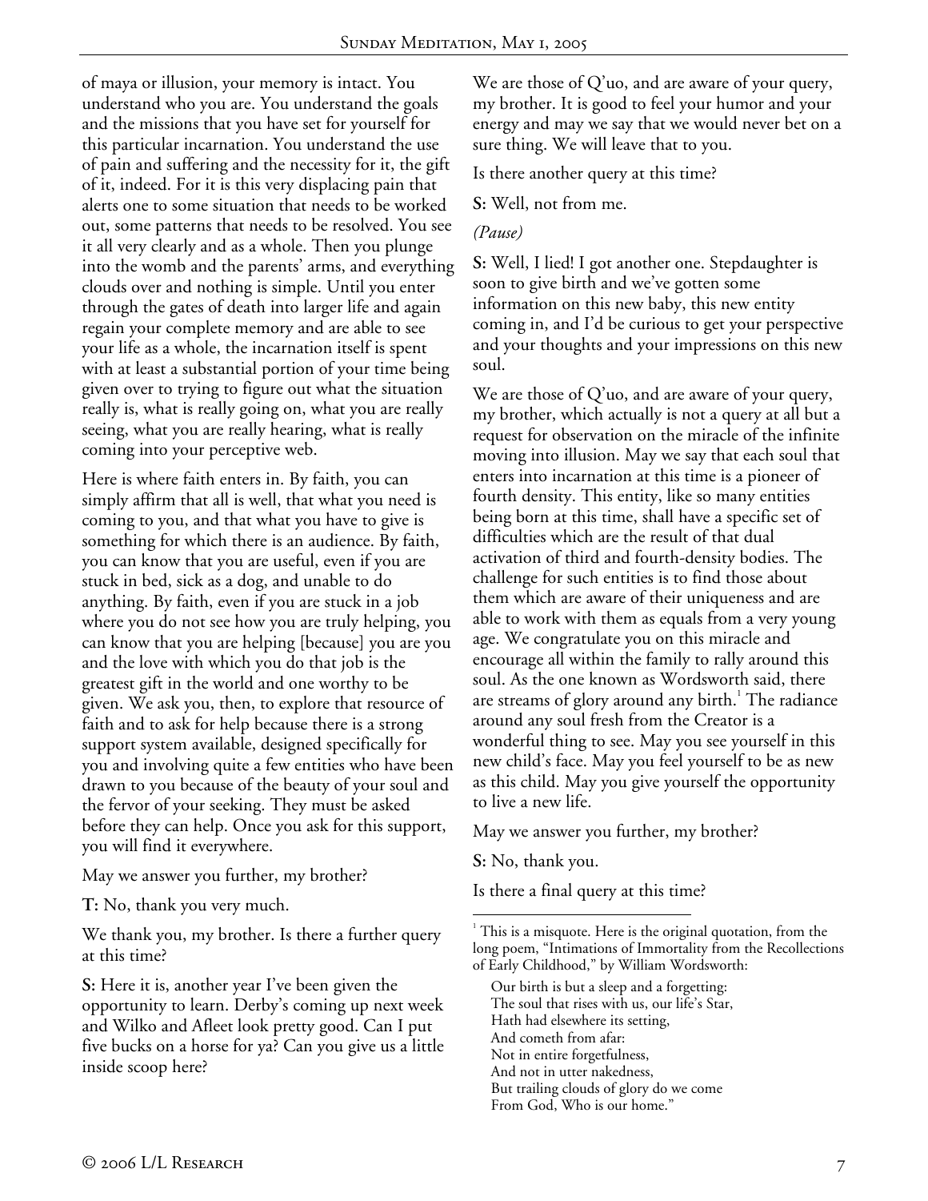of maya or illusion, your memory is intact. You understand who you are. You understand the goals and the missions that you have set for yourself for this particular incarnation. You understand the use of pain and suffering and the necessity for it, the gift of it, indeed. For it is this very displacing pain that alerts one to some situation that needs to be worked out, some patterns that needs to be resolved. You see it all very clearly and as a whole. Then you plunge into the womb and the parents' arms, and everything clouds over and nothing is simple. Until you enter through the gates of death into larger life and again regain your complete memory and are able to see your life as a whole, the incarnation itself is spent with at least a substantial portion of your time being given over to trying to figure out what the situation really is, what is really going on, what you are really seeing, what you are really hearing, what is really coming into your perceptive web.

Here is where faith enters in. By faith, you can simply affirm that all is well, that what you need is coming to you, and that what you have to give is something for which there is an audience. By faith, you can know that you are useful, even if you are stuck in bed, sick as a dog, and unable to do anything. By faith, even if you are stuck in a job where you do not see how you are truly helping, you can know that you are helping [because] you are you and the love with which you do that job is the greatest gift in the world and one worthy to be given. We ask you, then, to explore that resource of faith and to ask for help because there is a strong support system available, designed specifically for you and involving quite a few entities who have been drawn to you because of the beauty of your soul and the fervor of your seeking. They must be asked before they can help. Once you ask for this support, you will find it everywhere.

May we answer you further, my brother?

**T:** No, thank you very much.

We thank you, my brother. Is there a further query at this time?

**S:** Here it is, another year I've been given the opportunity to learn. Derby's coming up next week and Wilko and Afleet look pretty good. Can I put five bucks on a horse for ya? Can you give us a little inside scoop here?

We are those of Q'uo, and are aware of your query, my brother. It is good to feel your humor and your energy and may we say that we would never bet on a sure thing. We will leave that to you.

Is there another query at this time?

**S:** Well, not from me.

*(Pause)*

**S:** Well, I lied! I got another one. Stepdaughter is soon to give birth and we've gotten some information on this new baby, this new entity coming in, and I'd be curious to get your perspective and your thoughts and your impressions on this new soul.

We are those of Q'uo, and are aware of your query, my brother, which actually is not a query at all but a request for observation on the miracle of the infinite moving into illusion. May we say that each soul that enters into incarnation at this time is a pioneer of fourth density. This entity, like so many entities being born at this time, shall have a specific set of difficulties which are the result of that dual activation of third and fourth-density bodies. The challenge for such entities is to find those about them which are aware of their uniqueness and are able to work with them as equals from a very young age. We congratulate you on this miracle and encourage all within the family to rally around this soul. As the one known as Wordsworth said, there are streams of glory around any birth.[1] The radiance around any soul fresh from the Creator is a wonderful thing to see. May you see yourself in this new child's face. May you feel yourself to be as new as this child. May you give yourself the opportunity to live a new life.

May we answer you further, my brother?

**S:** No, thank you.

Is there a final query at this time?

---

[1] This is a misquote. Here is the original quotation, from the long poem, "Intimations of Immortality from the Recollections of Early Childhood," by William Wordsworth:

> Our birth is but a sleep and a forgetting:
> The soul that rises with us, our life's Star,
> Hath had elsewhere its setting,
> And cometh from afar:
> Not in entire forgetfulness,
> And not in utter nakedness,
> But trailing clouds of glory do we come
> From God, Who is our home."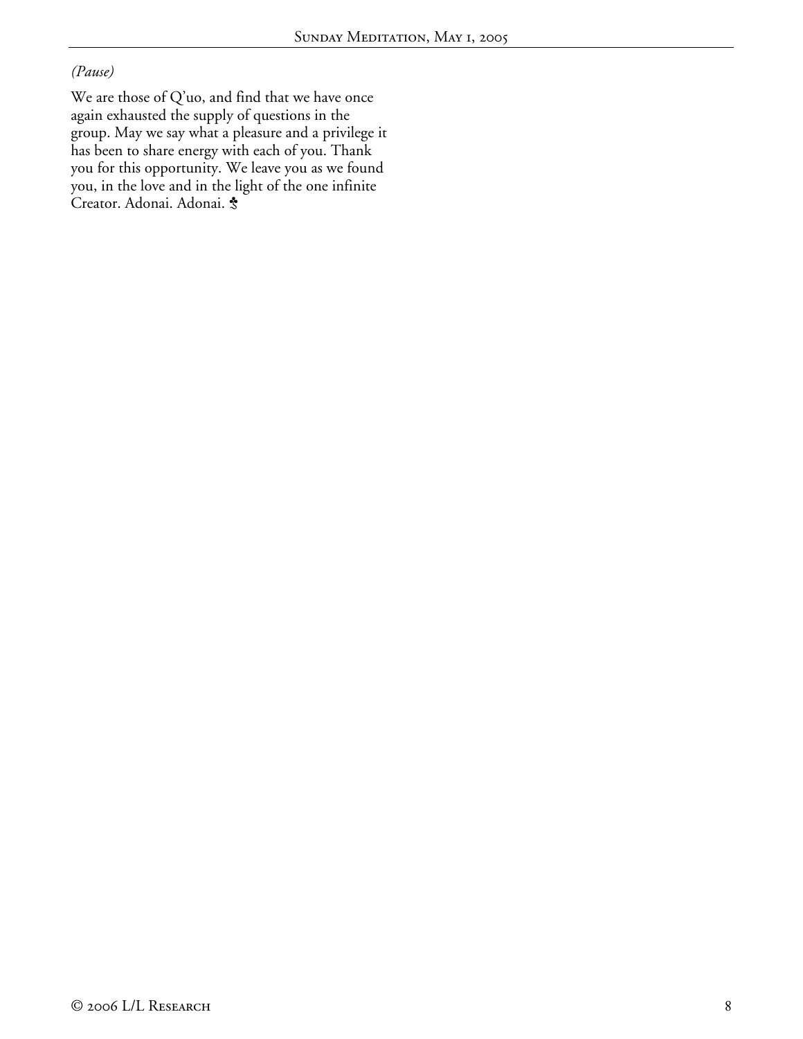*(Pause)*

We are those of Q'uo, and find that we have once again exhausted the supply of questions in the group. May we say what a pleasure and a privilege it has been to share energy with each of you. Thank you for this opportunity. We leave you as we found you, in the love and in the light of the one infinite Creator. Adonai. Adonai. ♣